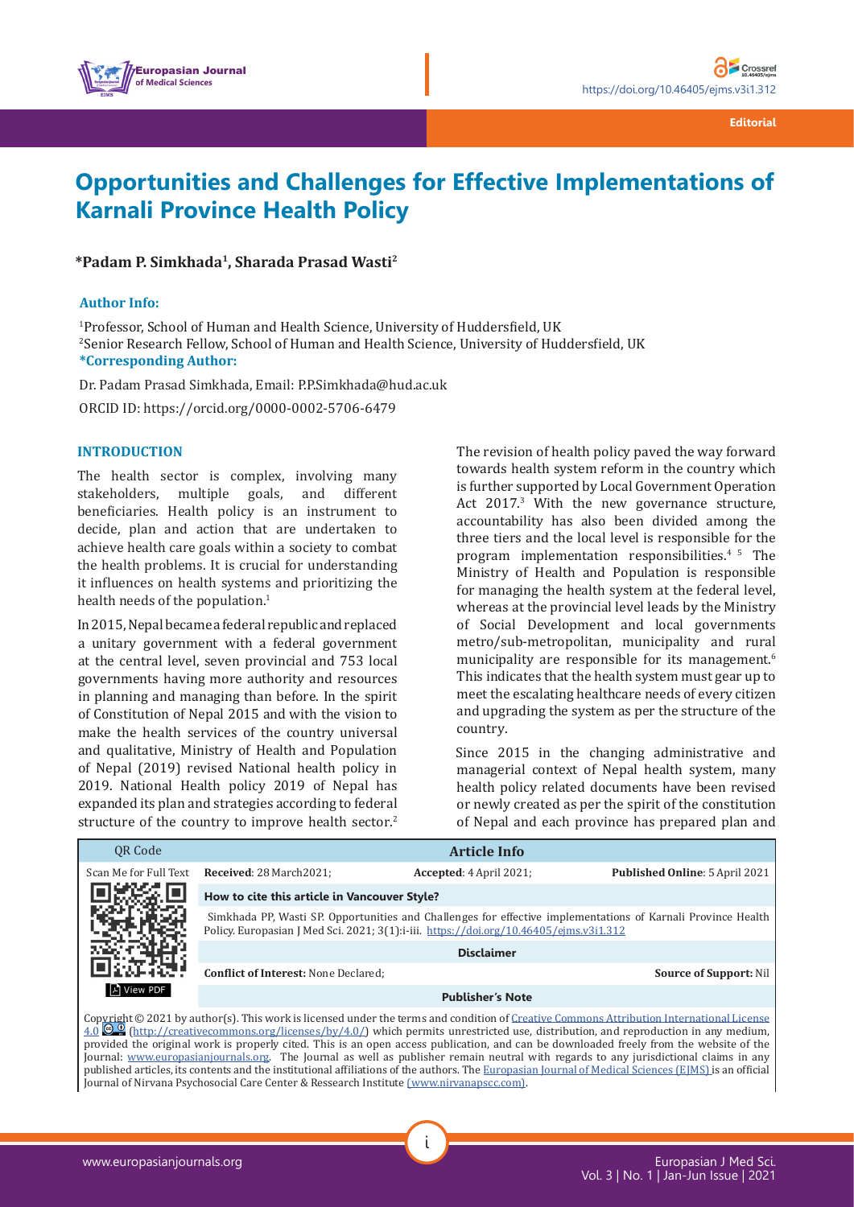Editorial

# Opportunities and Challenges for Effective Implementations of Karnali Province Health Policy

**\*Padam P. Simkhada[1], Sharada Prasad Wasti[2]**

**Author Info:**

[1]Professor, School of Human and Health Science, University of Huddersfield, UK
[2]Senior Research Fellow, School of Human and Health Science, University of Huddersfield, UK

**\*Corresponding Author:**

Dr. Padam Prasad Simkhada, Email: P.P.Simkhada@hud.ac.uk

ORCID ID: https://orcid.org/0000-0002-5706-6479

## INTRODUCTION

The health sector is complex, involving many stakeholders, multiple goals, and different beneficiaries. Health policy is an instrument to decide, plan and action that are undertaken to achieve health care goals within a society to combat the health problems. It is crucial for understanding it influences on health systems and prioritizing the health needs of the population.[1]

In 2015, Nepal became a federal republic and replaced a unitary government with a federal government at the central level, seven provincial and 753 local governments having more authority and resources in planning and managing than before. In the spirit of Constitution of Nepal 2015 and with the vision to make the health services of the country universal and qualitative, Ministry of Health and Population of Nepal (2019) revised National health policy in 2019. National Health policy 2019 of Nepal has expanded its plan and strategies according to federal structure of the country to improve health sector.[2]

The revision of health policy paved the way forward towards health system reform in the country which is further supported by Local Government Operation Act 2017.[3] With the new governance structure, accountability has also been divided among the three tiers and the local level is responsible for the program implementation responsibilities.[4,5] The Ministry of Health and Population is responsible for managing the health system at the federal level, whereas at the provincial level leads by the Ministry of Social Development and local governments metro/sub-metropolitan, municipality and rural municipality are responsible for its management.[6] This indicates that the health system must gear up to meet the escalating healthcare needs of every citizen and upgrading the system as per the structure of the country.

Since 2015 in the changing administrative and managerial context of Nepal health system, many health policy related documents have been revised or newly created as per the spirit of the constitution of Nepal and each province has prepared plan and

| Article Info | | |
|---|---|---|
| **Received**: 28 March2021; | **Accepted**: 4 April 2021; | **Published Online**: 5 April 2021 |

**How to cite this article in Vancouver Style?**

Simkhada PP, Wasti SP. Opportunities and Challenges for effective implementations of Karnali Province Health Policy. Europasian J Med Sci. 2021; 3(1):i-iii. https://doi.org/10.46405/ejms.v3i1.312

**Disclaimer**

**Conflict of Interest:** None Declared; **Source of Support:** Nil

**Publisher's Note**

Copyright © 2021 by author(s). This work is licensed under the terms and condition of Creative Commons Attribution International License 4.0 (http://creativecommons.org/licenses/by/4.0/) which permits unrestricted use, distribution, and reproduction in any medium, provided the original work is properly cited. This is an open access publication, and can be downloaded freely from the website of the Journal: www.europasianjournals.org. The Journal as well as publisher remain neutral with regards to any jurisdictional claims in any published articles, its contents and the institutional affiliations of the authors. The Europasian Journal of Medical Sciences (EJMS) is an official Journal of Nirvana Psychosocial Care Center & Ressearch Institute (www.nirvanapscc.com).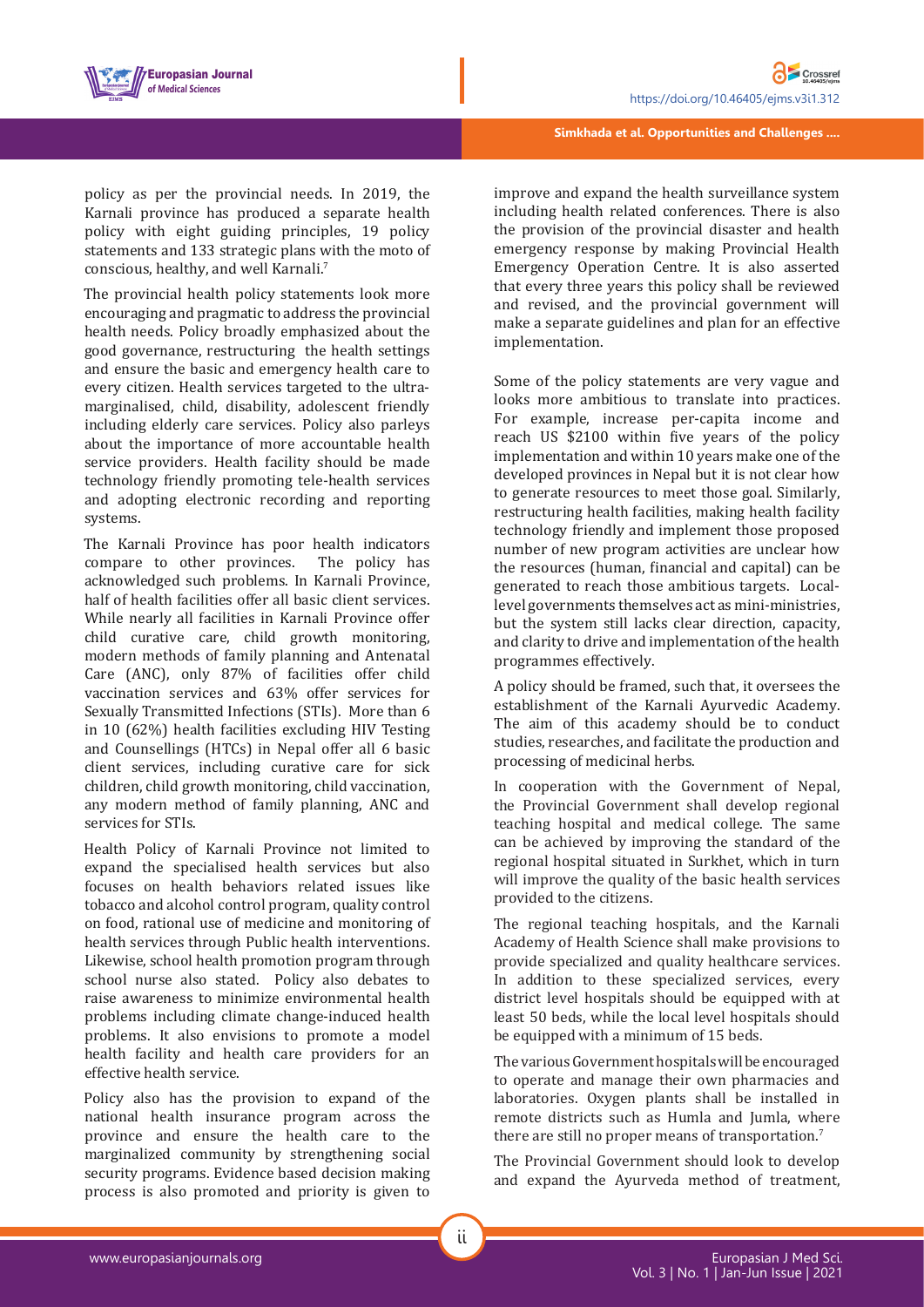policy as per the provincial needs. In 2019, the Karnali province has produced a separate health policy with eight guiding principles, 19 policy statements and 133 strategic plans with the moto of conscious, healthy, and well Karnali.[7]

The provincial health policy statements look more encouraging and pragmatic to address the provincial health needs. Policy broadly emphasized about the good governance, restructuring the health settings and ensure the basic and emergency health care to every citizen. Health services targeted to the ultra-marginalised, child, disability, adolescent friendly including elderly care services. Policy also parleys about the importance of more accountable health service providers. Health facility should be made technology friendly promoting tele-health services and adopting electronic recording and reporting systems.

The Karnali Province has poor health indicators compare to other provinces. The policy has acknowledged such problems. In Karnali Province, half of health facilities offer all basic client services. While nearly all facilities in Karnali Province offer child curative care, child growth monitoring, modern methods of family planning and Antenatal Care (ANC), only 87% of facilities offer child vaccination services and 63% offer services for Sexually Transmitted Infections (STIs). More than 6 in 10 (62%) health facilities excluding HIV Testing and Counsellings (HTCs) in Nepal offer all 6 basic client services, including curative care for sick children, child growth monitoring, child vaccination, any modern method of family planning, ANC and services for STIs.

Health Policy of Karnali Province not limited to expand the specialised health services but also focuses on health behaviors related issues like tobacco and alcohol control program, quality control on food, rational use of medicine and monitoring of health services through Public health interventions. Likewise, school health promotion program through school nurse also stated. Policy also debates to raise awareness to minimize environmental health problems including climate change-induced health problems. It also envisions to promote a model health facility and health care providers for an effective health service.

Policy also has the provision to expand of the national health insurance program across the province and ensure the health care to the marginalized community by strengthening social security programs. Evidence based decision making process is also promoted and priority is given to improve and expand the health surveillance system including health related conferences. There is also the provision of the provincial disaster and health emergency response by making Provincial Health Emergency Operation Centre. It is also asserted that every three years this policy shall be reviewed and revised, and the provincial government will make a separate guidelines and plan for an effective implementation.

Some of the policy statements are very vague and looks more ambitious to translate into practices. For example, increase per-capita income and reach US $2100 within five years of the policy implementation and within 10 years make one of the developed provinces in Nepal but it is not clear how to generate resources to meet those goal. Similarly, restructuring health facilities, making health facility technology friendly and implement those proposed number of new program activities are unclear how the resources (human, financial and capital) can be generated to reach those ambitious targets. Local-level governments themselves act as mini-ministries, but the system still lacks clear direction, capacity, and clarity to drive and implementation of the health programmes effectively.

A policy should be framed, such that, it oversees the establishment of the Karnali Ayurvedic Academy. The aim of this academy should be to conduct studies, researches, and facilitate the production and processing of medicinal herbs.

In cooperation with the Government of Nepal, the Provincial Government shall develop regional teaching hospital and medical college. The same can be achieved by improving the standard of the regional hospital situated in Surkhet, which in turn will improve the quality of the basic health services provided to the citizens.

The regional teaching hospitals, and the Karnali Academy of Health Science shall make provisions to provide specialized and quality healthcare services. In addition to these specialized services, every district level hospitals should be equipped with at least 50 beds, while the local level hospitals should be equipped with a minimum of 15 beds.

The various Government hospitals will be encouraged to operate and manage their own pharmacies and laboratories. Oxygen plants shall be installed in remote districts such as Humla and Jumla, where there are still no proper means of transportation.[7]

The Provincial Government should look to develop and expand the Ayurveda method of treatment,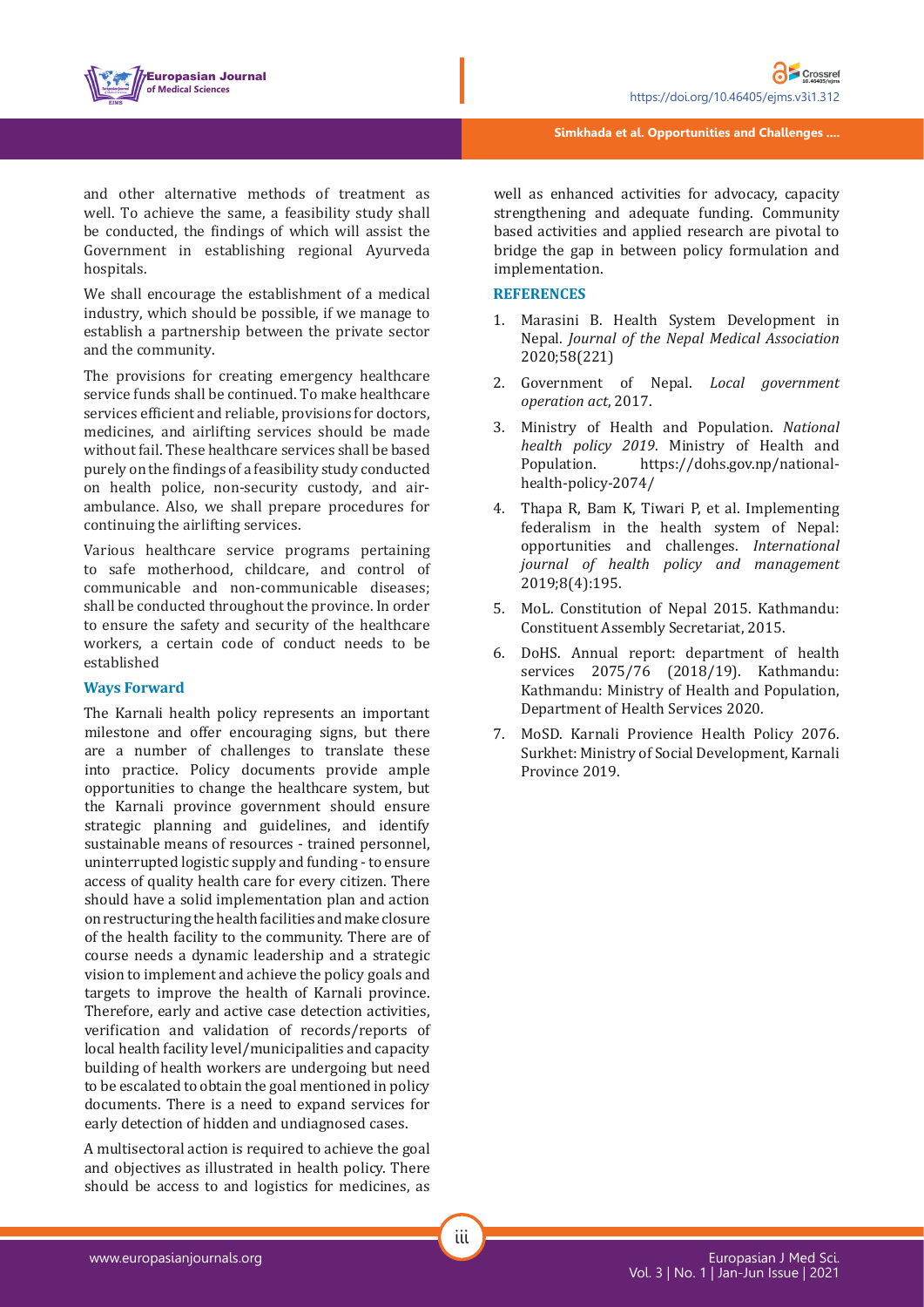and other alternative methods of treatment as well. To achieve the same, a feasibility study shall be conducted, the findings of which will assist the Government in establishing regional Ayurveda hospitals.

We shall encourage the establishment of a medical industry, which should be possible, if we manage to establish a partnership between the private sector and the community.

The provisions for creating emergency healthcare service funds shall be continued. To make healthcare services efficient and reliable, provisions for doctors, medicines, and airlifting services should be made without fail. These healthcare services shall be based purely on the findings of a feasibility study conducted on health police, non-security custody, and air-ambulance. Also, we shall prepare procedures for continuing the airlifting services.

Various healthcare service programs pertaining to safe motherhood, childcare, and control of communicable and non-communicable diseases; shall be conducted throughout the province. In order to ensure the safety and security of the healthcare workers, a certain code of conduct needs to be established

## Ways Forward

The Karnali health policy represents an important milestone and offer encouraging signs, but there are a number of challenges to translate these into practice. Policy documents provide ample opportunities to change the healthcare system, but the Karnali province government should ensure strategic planning and guidelines, and identify sustainable means of resources - trained personnel, uninterrupted logistic supply and funding - to ensure access of quality health care for every citizen. There should have a solid implementation plan and action on restructuring the health facilities and make closure of the health facility to the community. There are of course needs a dynamic leadership and a strategic vision to implement and achieve the policy goals and targets to improve the health of Karnali province. Therefore, early and active case detection activities, verification and validation of records/reports of local health facility level/municipalities and capacity building of health workers are undergoing but need to be escalated to obtain the goal mentioned in policy documents. There is a need to expand services for early detection of hidden and undiagnosed cases.

A multisectoral action is required to achieve the goal and objectives as illustrated in health policy. There should be access to and logistics for medicines, as well as enhanced activities for advocacy, capacity strengthening and adequate funding. Community based activities and applied research are pivotal to bridge the gap in between policy formulation and implementation.

## REFERENCES

1. Marasini B. Health System Development in Nepal. *Journal of the Nepal Medical Association* 2020;58(221)
2. Government of Nepal. *Local government operation act*, 2017.
3. Ministry of Health and Population. *National health policy 2019*. Ministry of Health and Population. https://dohs.gov.np/national-health-policy-2074/
4. Thapa R, Bam K, Tiwari P, et al. Implementing federalism in the health system of Nepal: opportunities and challenges. *International journal of health policy and management* 2019;8(4):195.
5. MoL. Constitution of Nepal 2015. Kathmandu: Constituent Assembly Secretariat, 2015.
6. DoHS. Annual report: department of health services 2075/76 (2018/19). Kathmandu: Kathmandu: Ministry of Health and Population, Department of Health Services 2020.
7. MoSD. Karnali Provience Health Policy 2076. Surkhet: Ministry of Social Development, Karnali Province 2019.